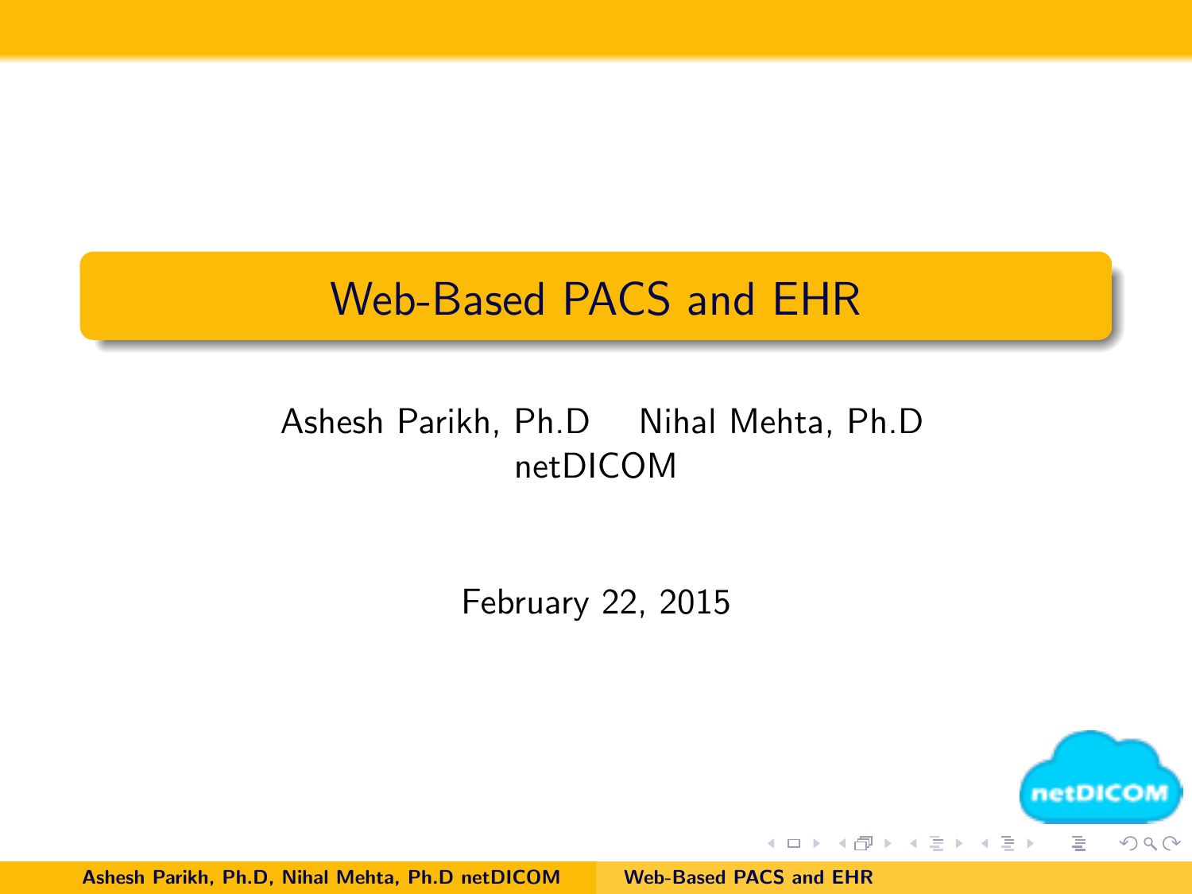# Web-Based PACS and EHR

Ashesh Parikh, Ph.D    Nihal Mehta, Ph.D
netDICOM

February 22, 2015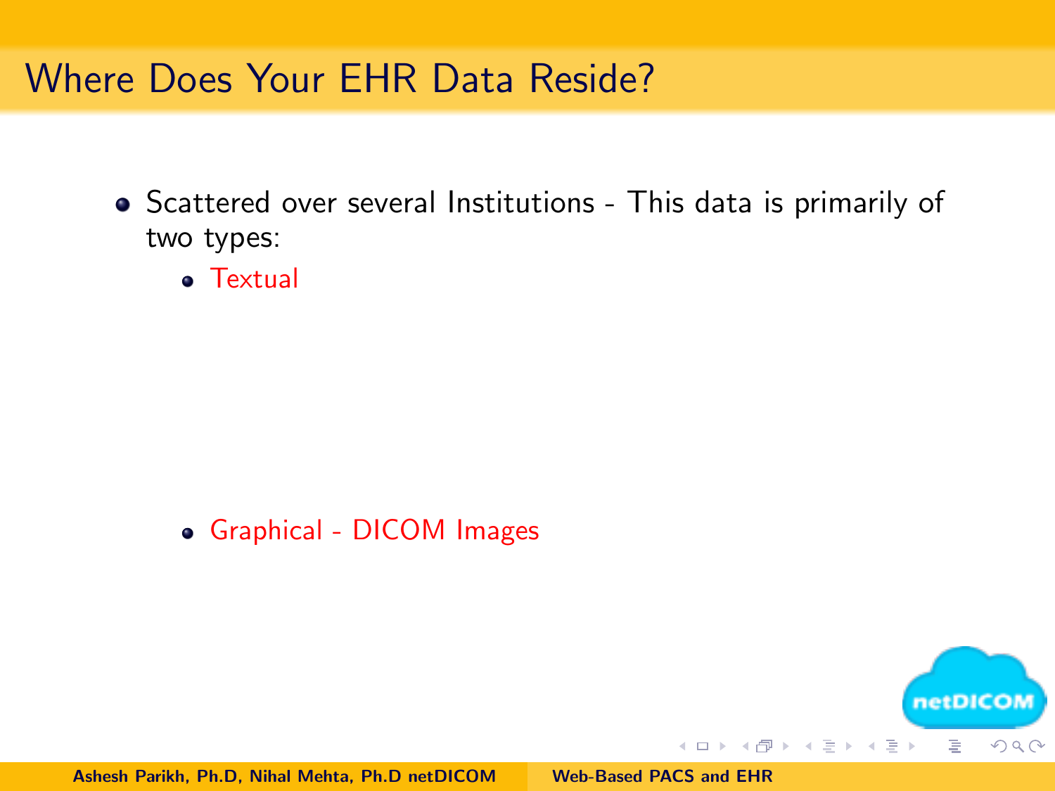# Where Does Your EHR Data Reside?

- Scattered over several Institutions - This data is primarily of two types:
  - Textual
  - Graphical - DICOM Images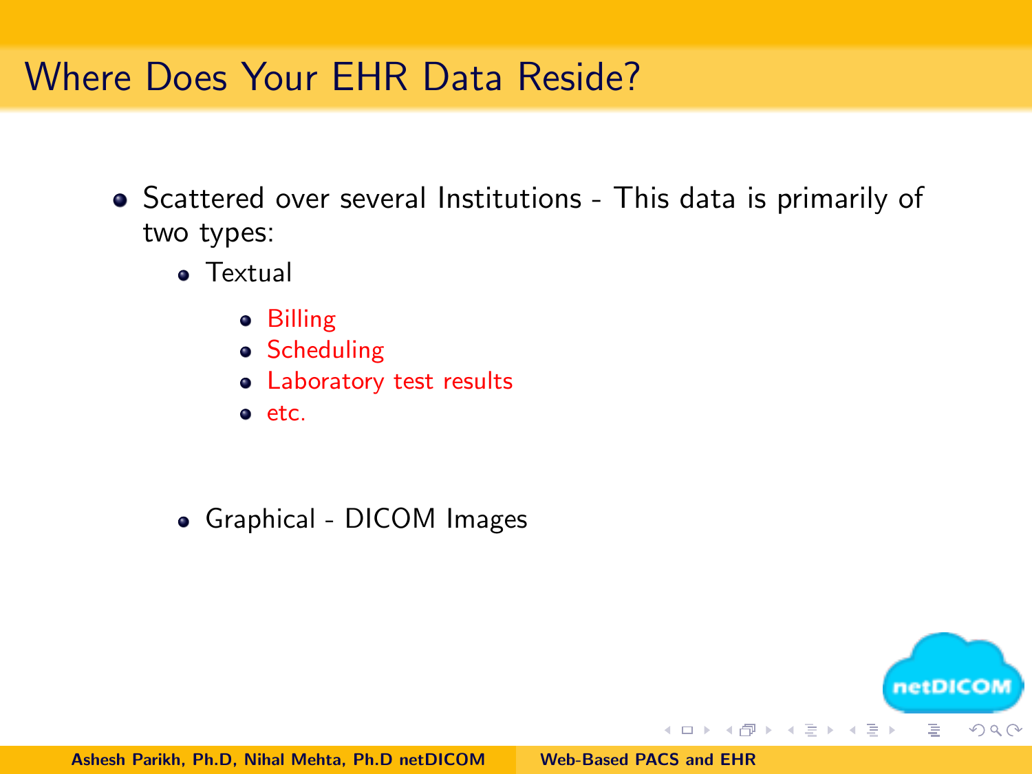## Where Does Your EHR Data Reside?

- Scattered over several Institutions - This data is primarily of two types:
  - Textual
    - Billing
    - Scheduling
    - Laboratory test results
    - etc.
  - Graphical - DICOM Images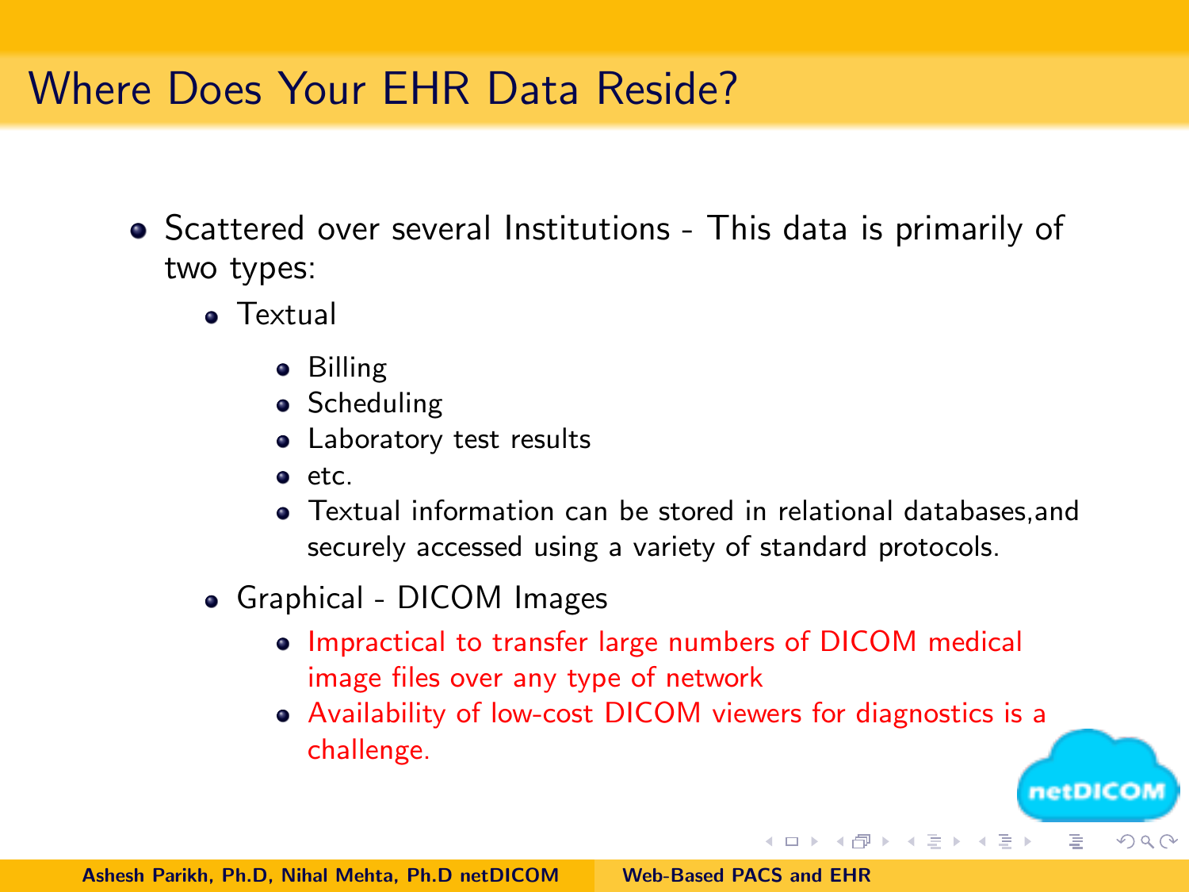# Where Does Your EHR Data Reside?

- Scattered over several Institutions - This data is primarily of two types:
  - Textual
    - Billing
    - Scheduling
    - Laboratory test results
    - etc.
    - Textual information can be stored in relational databases,and securely accessed using a variety of standard protocols.
  - Graphical - DICOM Images
    - Impractical to transfer large numbers of DICOM medical image files over any type of network
    - Availability of low-cost DICOM viewers for diagnostics is a challenge.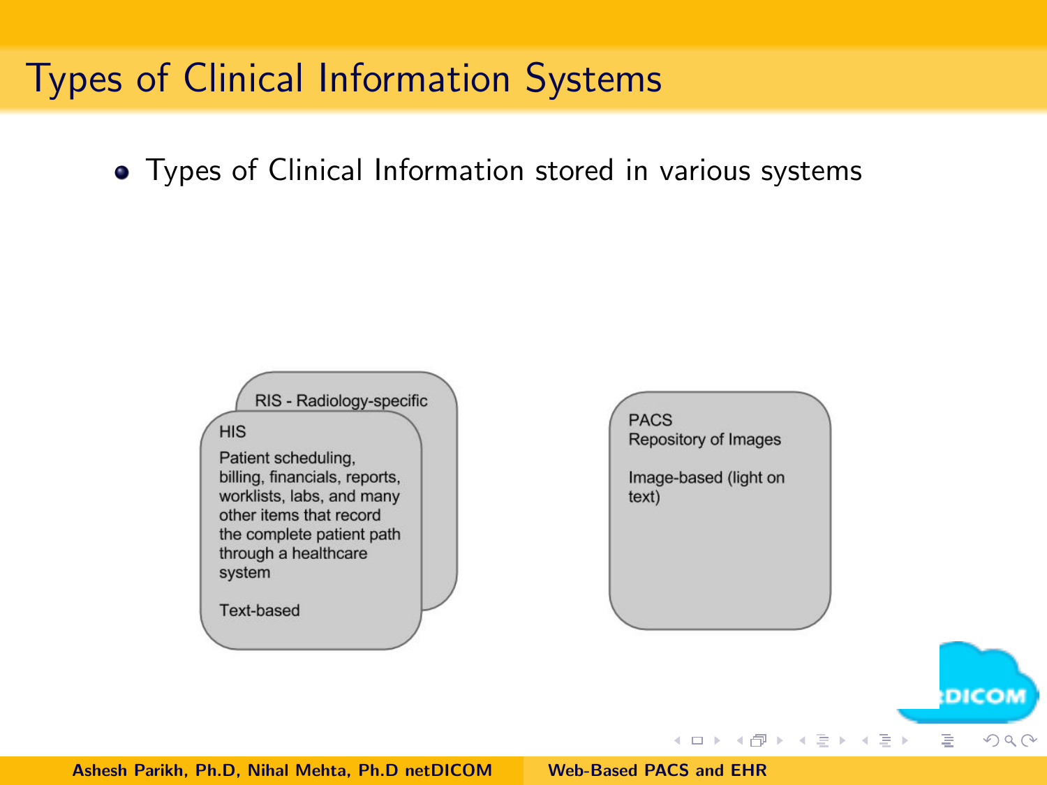# Types of Clinical Information Systems

- Types of Clinical Information stored in various systems

RIS - Radiology-specific

HIS

Patient scheduling, billing, financials, reports, worklists, labs, and many other items that record the complete patient path through a healthcare system

Text-based

PACS
Repository of Images

Image-based (light on text)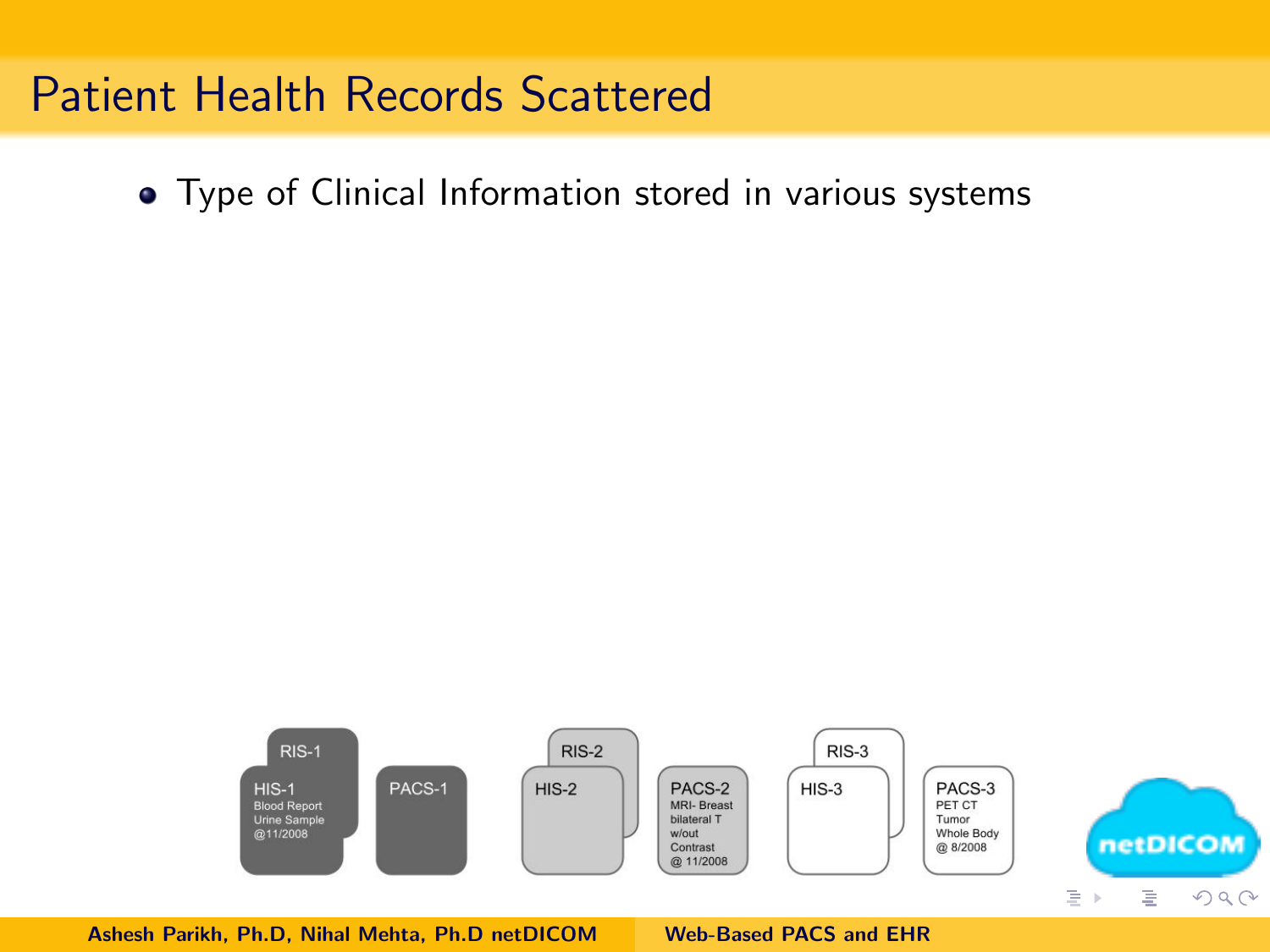# Patient Health Records Scattered

- Type of Clinical Information stored in various systems

RIS-1

HIS-1
Blood Report
Urine Sample
@11/2008

PACS-1

RIS-2

HIS-2

PACS-2
MRI- Breast
bilateral T
w/out
Contrast
@ 11/2008

RIS-3

HIS-3

PACS-3
PET CT
Tumor
Whole Body
@ 8/2008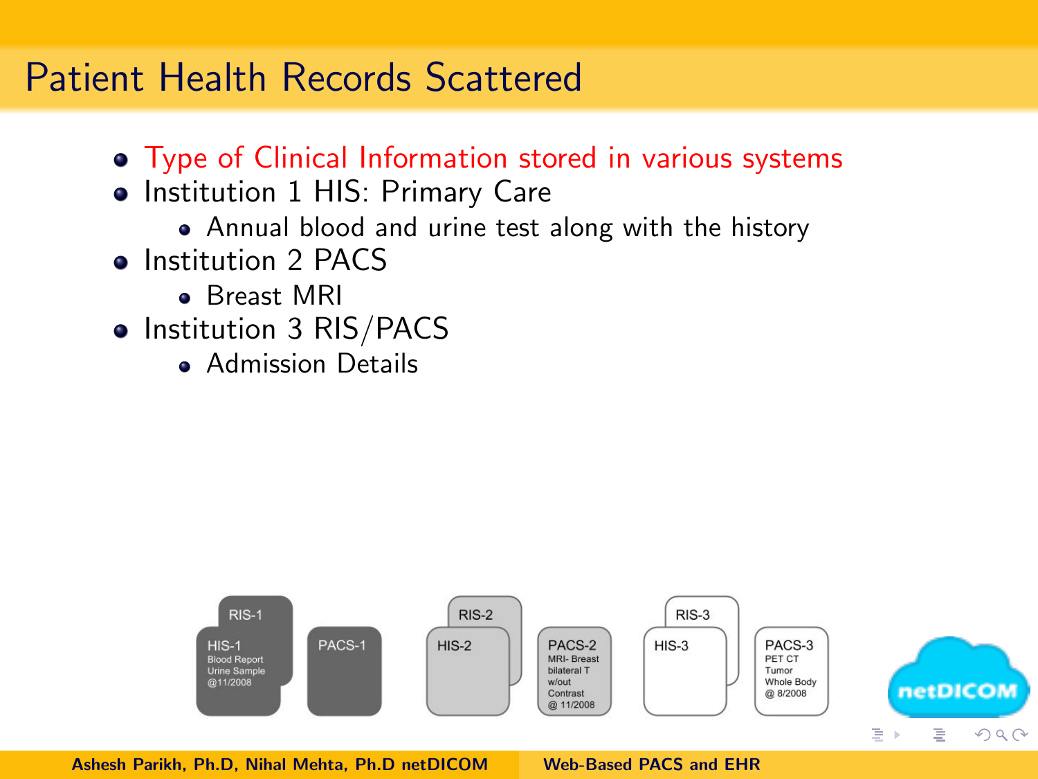# Patient Health Records Scattered

- Type of Clinical Information stored in various systems
- Institution 1 HIS: Primary Care
  - Annual blood and urine test along with the history
- Institution 2 PACS
  - Breast MRI
- Institution 3 RIS/PACS
  - Admission Details

RIS-1

HIS-1
Blood Report
Urine Sample
@11/2008

PACS-1

RIS-2

HIS-2

PACS-2
MRI- Breast
bilateral T
w/out
Contrast
@ 11/2008

RIS-3

HIS-3

PACS-3
PET CT
Tumor
Whole Body
@ 8/2008

netDICOM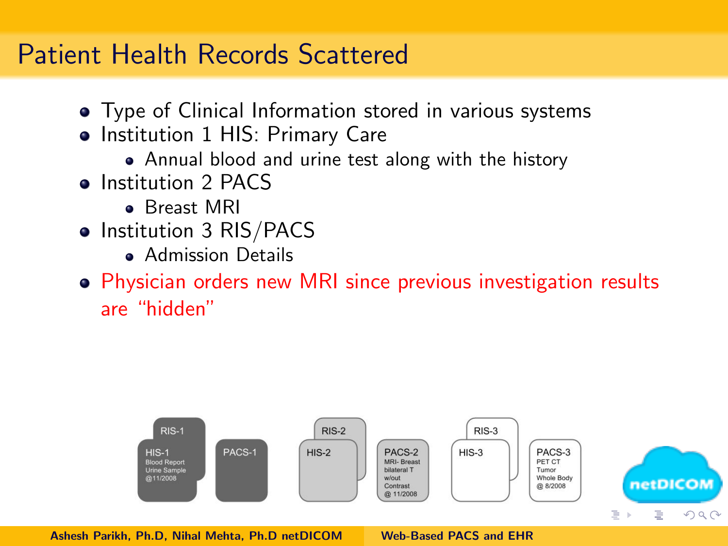# Patient Health Records Scattered

- Type of Clinical Information stored in various systems
- Institution 1 HIS: Primary Care
  - Annual blood and urine test along with the history
- Institution 2 PACS
  - Breast MRI
- Institution 3 RIS/PACS
  - Admission Details
- Physician orders new MRI since previous investigation results are "hidden"

RIS-1

HIS-1
Blood Report
Urine Sample
@11/2008

PACS-1

RIS-2

HIS-2

PACS-2
MRI- Breast
bilateral T
w/out
Contrast
@ 11/2008

RIS-3

HIS-3

PACS-3
PET CT
Tumor
Whole Body
@ 8/2008

netDICOM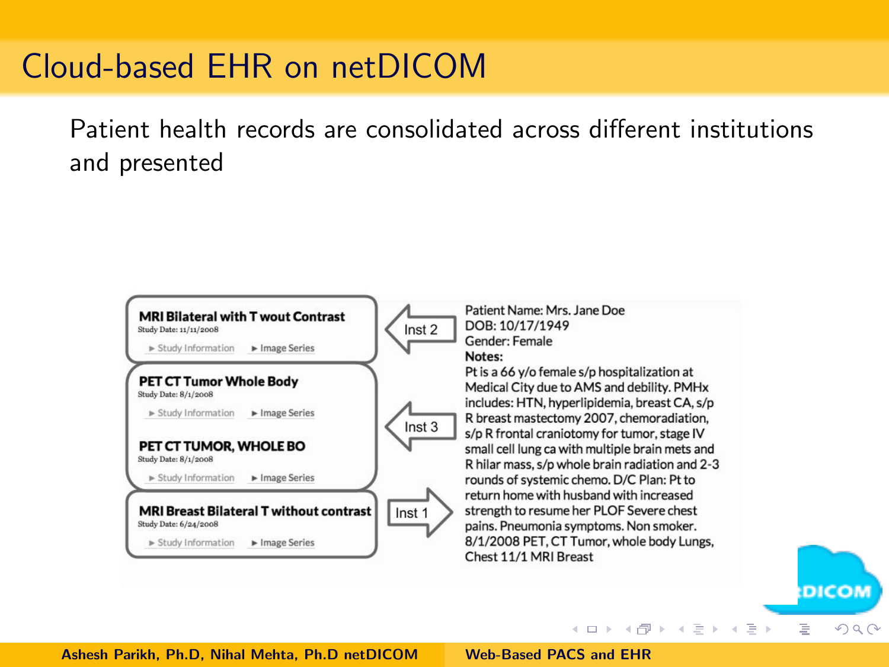# Cloud-based EHR on netDICOM

Patient health records are consolidated across different institutions and presented

**MRI Bilateral with T wout Contrast**
Study Date: 11/11/2008
► Study Information ► Image Series

Inst 2

**PET CT Tumor Whole Body**
Study Date: 8/1/2008
► Study Information ► Image Series

Inst 3

**PET CT TUMOR, WHOLE BO**
Study Date: 8/1/2008
► Study Information ► Image Series

**MRI Breast Bilateral T without contrast**
Study Date: 6/24/2008
► Study Information ► Image Series

Inst 1

Patient Name: Mrs. Jane Doe
DOB: 10/17/1949
Gender: Female
**Notes:**
Pt is a 66 y/o female s/p hospitalization at Medical City due to AMS and debility. PMHx includes: HTN, hyperlipidemia, breast CA, s/p R breast mastectomy 2007, chemoradiation, s/p R frontal craniotomy for tumor, stage IV small cell lung ca with multiple brain mets and R hilar mass, s/p whole brain radiation and 2-3 rounds of systemic chemo. D/C Plan: Pt to return home with husband with increased strength to resume her PLOF Severe chest pains. Pneumonia symptoms. Non smoker. 8/1/2008 PET, CT Tumor, whole body Lungs, Chest 11/1 MRI Breast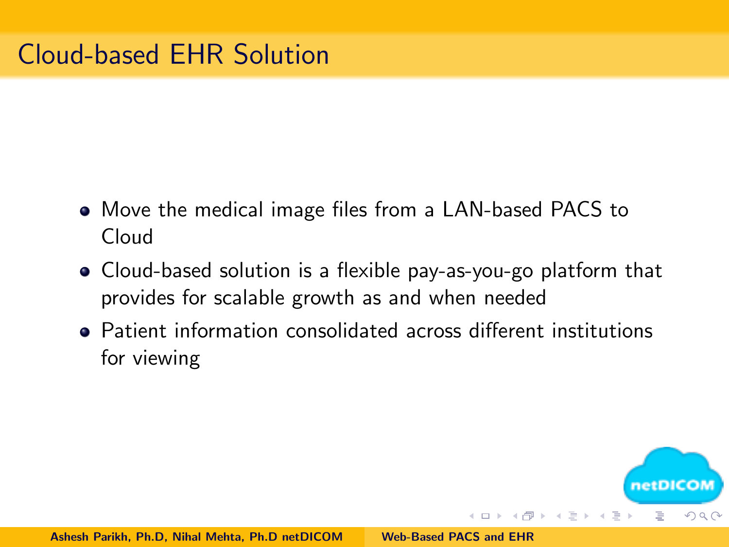# Cloud-based EHR Solution

- Move the medical image files from a LAN-based PACS to Cloud
- Cloud-based solution is a flexible pay-as-you-go platform that provides for scalable growth as and when needed
- Patient information consolidated across different institutions for viewing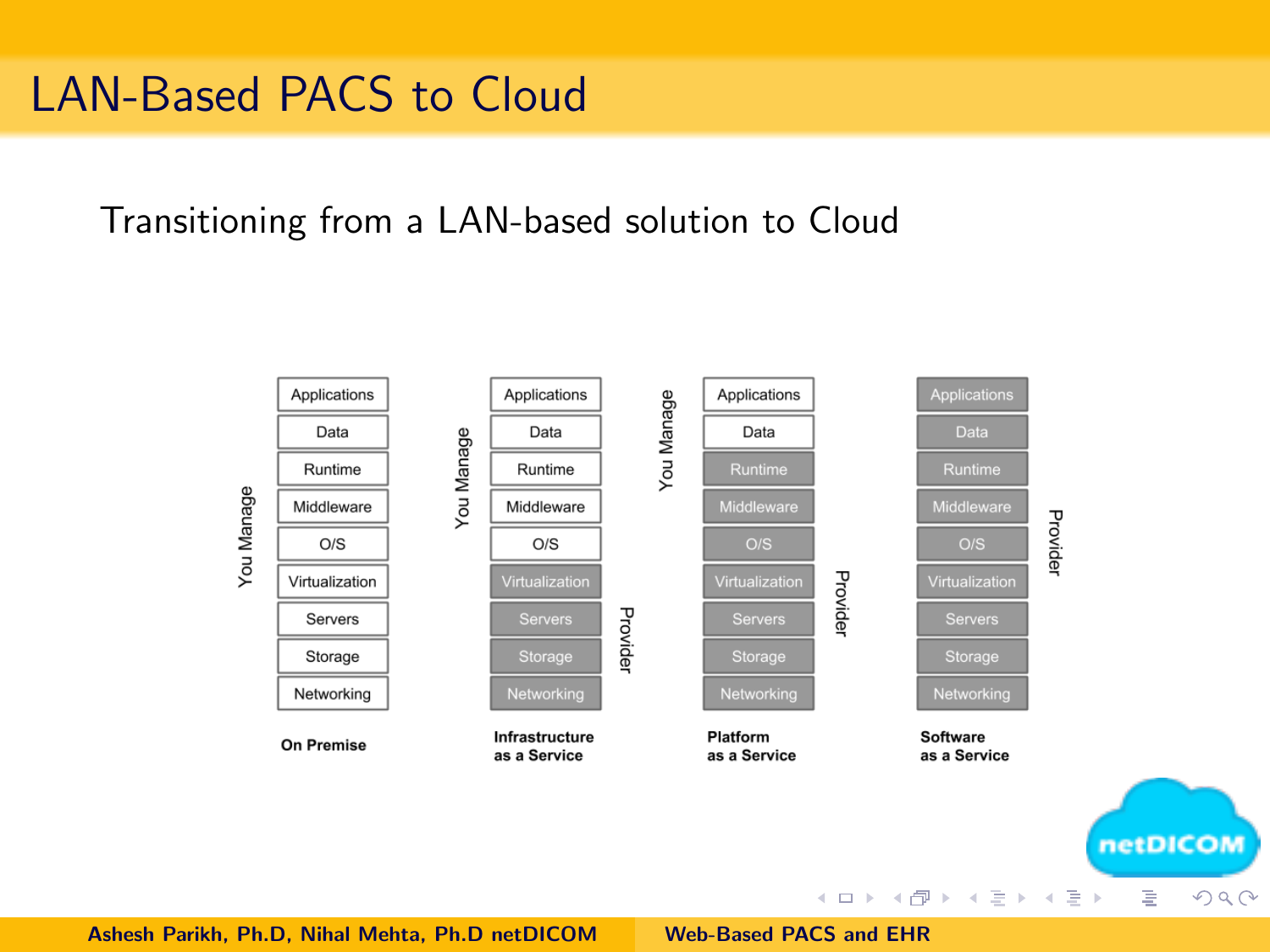# LAN-Based PACS to Cloud

Transitioning from a LAN-based solution to Cloud

| | On Premise | Infrastructure as a Service | Platform as a Service | Software as a Service |
|---|---|---|---|---|
| Applications | You Manage | You Manage | You Manage | Provider |
| Data | You Manage | You Manage | You Manage | Provider |
| Runtime | You Manage | You Manage | Provider | Provider |
| Middleware | You Manage | You Manage | Provider | Provider |
| O/S | You Manage | You Manage | Provider | Provider |
| Virtualization | You Manage | Provider | Provider | Provider |
| Servers | You Manage | Provider | Provider | Provider |
| Storage | You Manage | Provider | Provider | Provider |
| Networking | You Manage | Provider | Provider | Provider |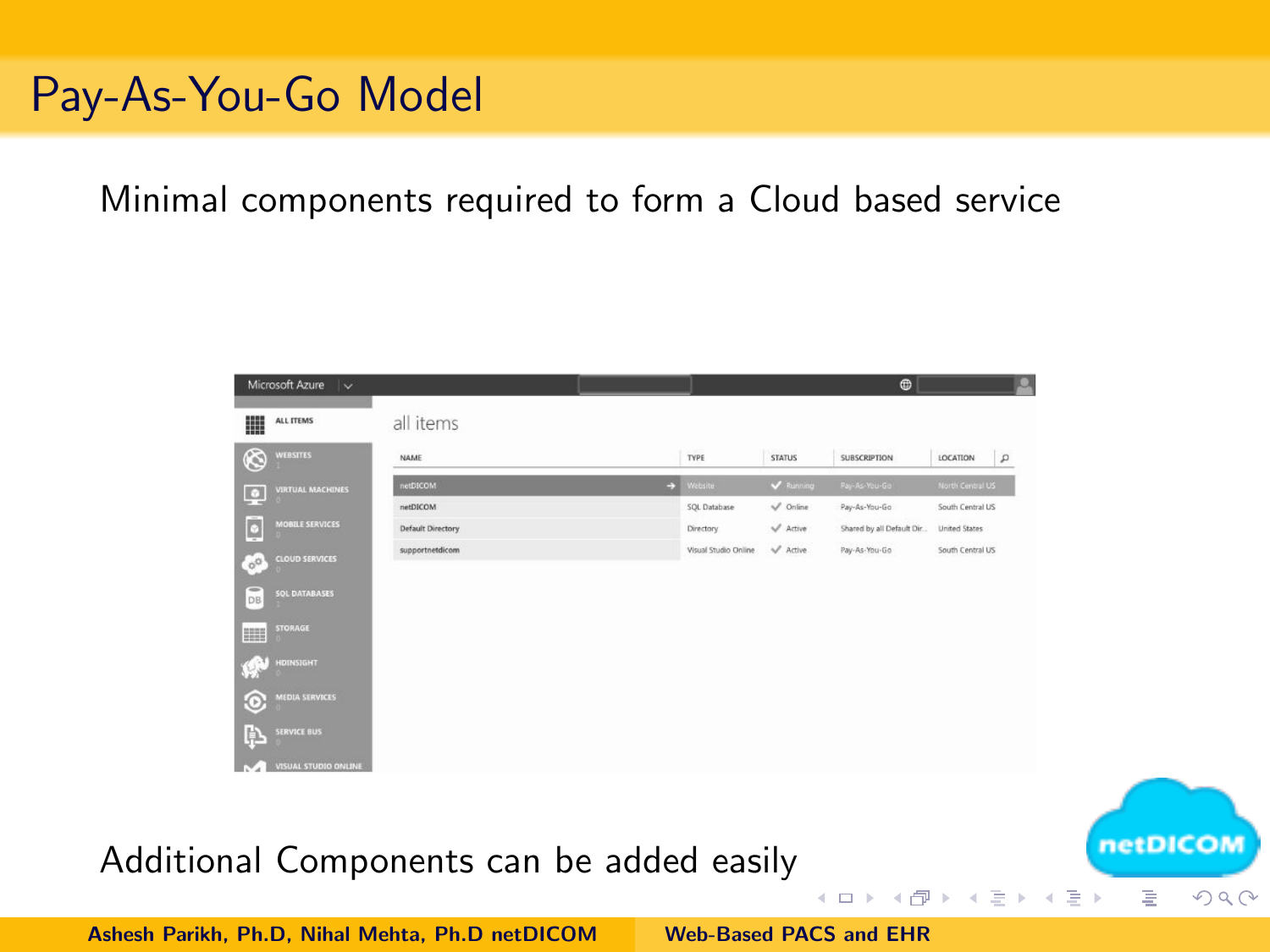# Pay-As-You-Go Model

Minimal components required to form a Cloud based service

Microsoft Azure

- ALL ITEMS
- WEBSITES
- VIRTUAL MACHINES
- MOBILE SERVICES
- CLOUD SERVICES
- SQL DATABASES
- STORAGE
- HDINSIGHT
- MEDIA SERVICES
- SERVICE BUS
- VISUAL STUDIO ONLINE

all items

| NAME | TYPE | STATUS | SUBSCRIPTION | LOCATION |
|---|---|---|---|---|
| netDICOM | Website | Running | Pay-As-You-Go | North Central US |
| netDICOM | SQL Database | Online | Pay-As-You-Go | South Central US |
| Default Directory | Directory | Active | Shared by all Default Dir... | United States |
| supportnetdicom | Visual Studio Online | Active | Pay-As-You-Go | South Central US |

Additional Components can be added easily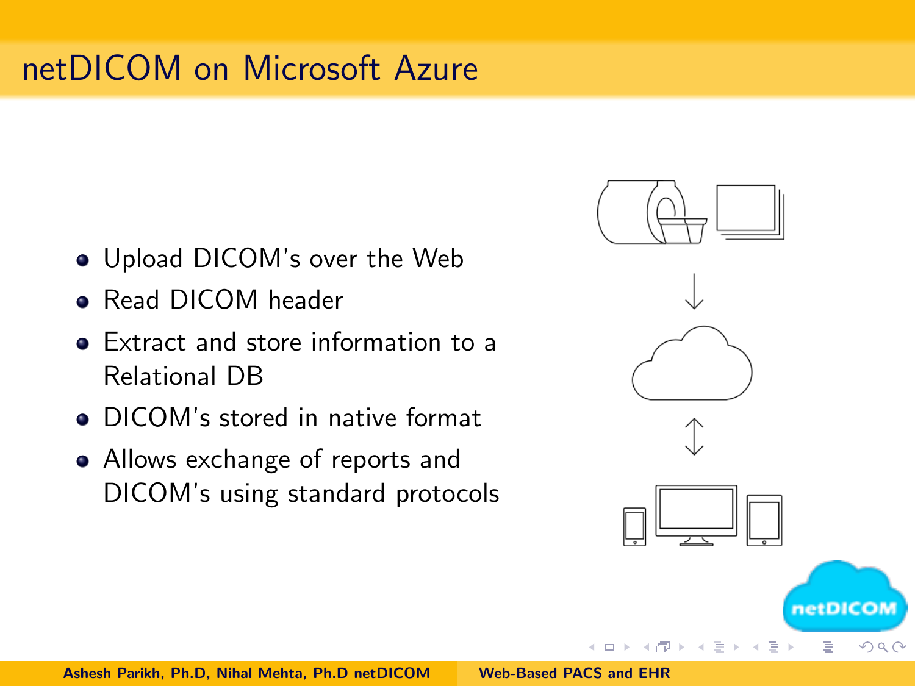# netDICOM on Microsoft Azure

- Upload DICOM's over the Web
- Read DICOM header
- Extract and store information to a Relational DB
- DICOM's stored in native format
- Allows exchange of reports and DICOM's using standard protocols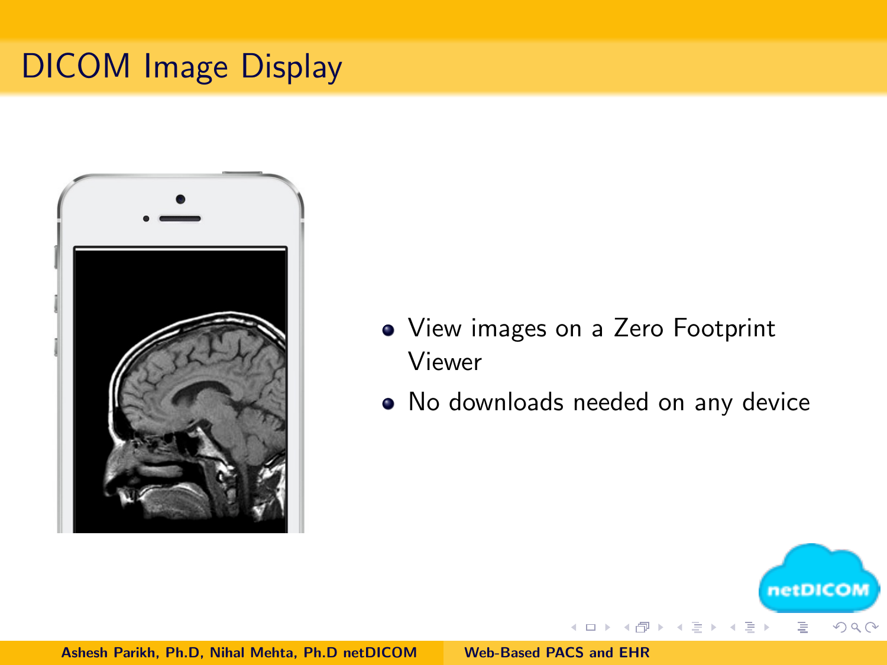# DICOM Image Display

- View images on a Zero Footprint Viewer
- No downloads needed on any device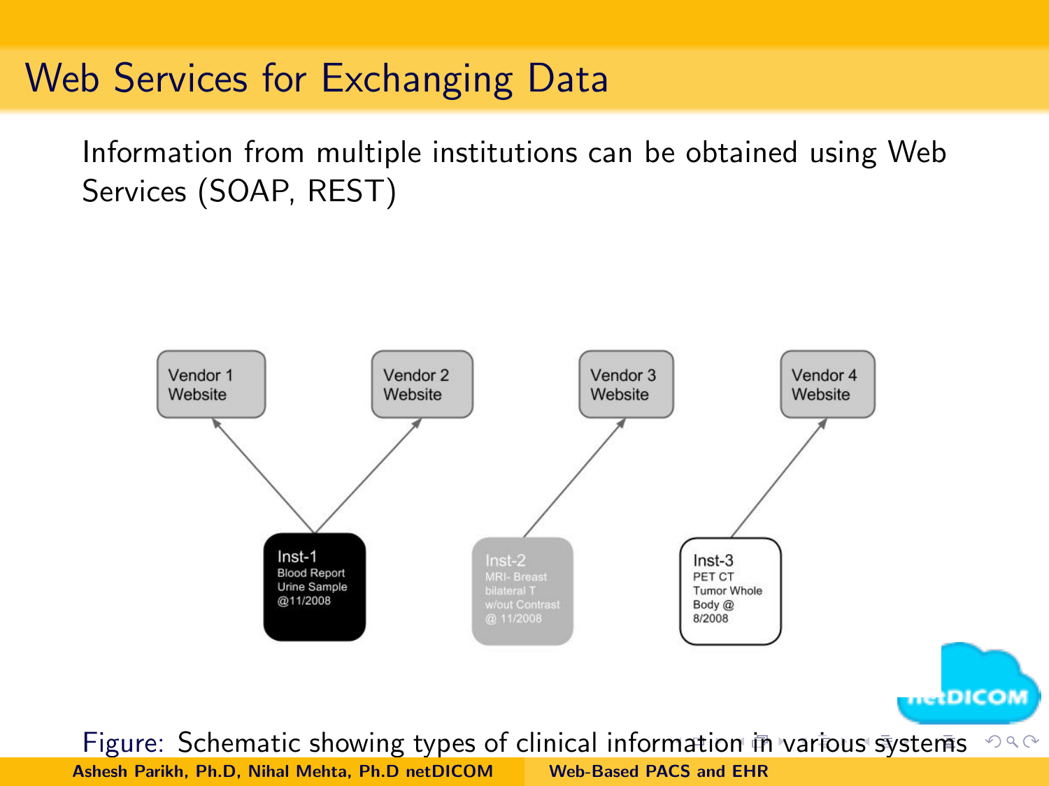# Web Services for Exchanging Data

Information from multiple institutions can be obtained using Web Services (SOAP, REST)

Vendor 1 Website

Vendor 2 Website

Vendor 3 Website

Vendor 4 Website

Inst-1
Blood Report
Urine Sample
@11/2008

Inst-2
MRI- Breast
bilateral T
w/out Contrast
@ 11/2008

Inst-3
PET CT
Tumor Whole
Body @
8/2008

Figure: Schematic showing types of clinical information in various systems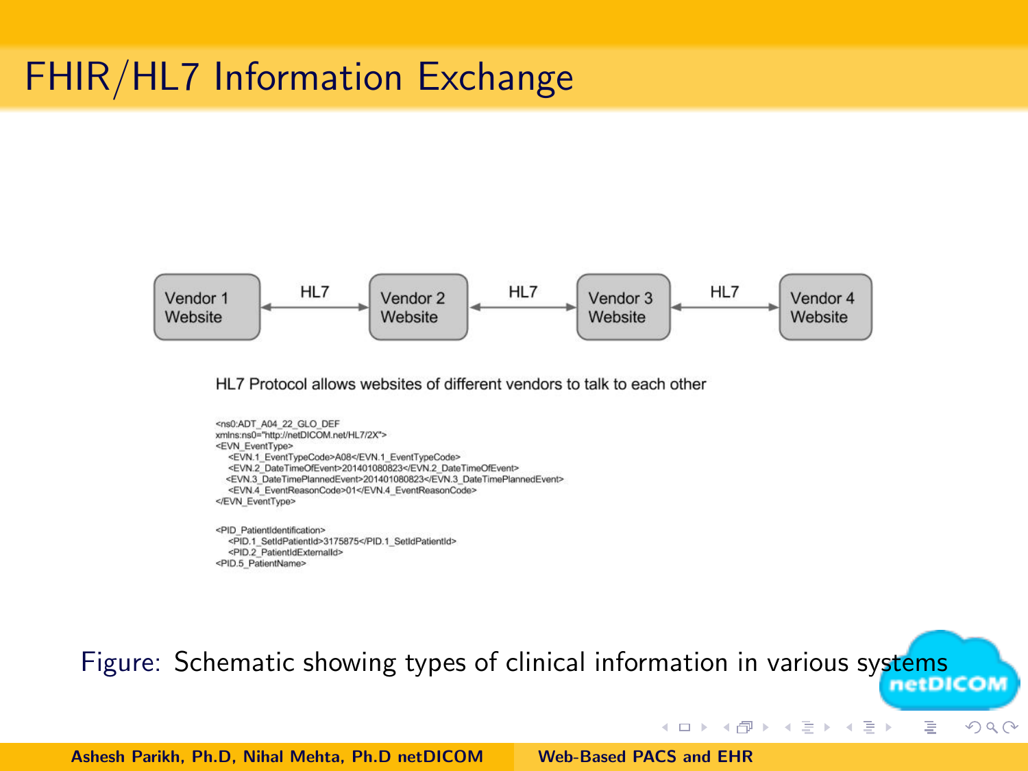# FHIR/HL7 Information Exchange

Vendor 1 Website ←HL7→ Vendor 2 Website ←HL7→ Vendor 3 Website ←HL7→ Vendor 4 Website

HL7 Protocol allows websites of different vendors to talk to each other

```
<ns0:ADT_A04_22_GLO_DEF
xmlns:ns0="http://netDICOM.net/HL7/2X">
<EVN_EventType>
   <EVN.1_EventTypeCode>A08</EVN.1_EventTypeCode>
   <EVN.2_DateTimeOfEvent>201401080823</EVN.2_DateTimeOfEvent>
  <EVN.3_DateTimePlannedEvent>201401080823</EVN.3_DateTimePlannedEvent>
   <EVN.4_EventReasonCode>01</EVN.4_EventReasonCode>
</EVN_EventType>

<PID_PatientIdentification>
   <PID.1_SetIdPatientId>3175875</PID.1_SetIdPatientId>
   <PID.2_PatientIdExternalId>
<PID.5_PatientName>
```

Figure: Schematic showing types of clinical information in various systems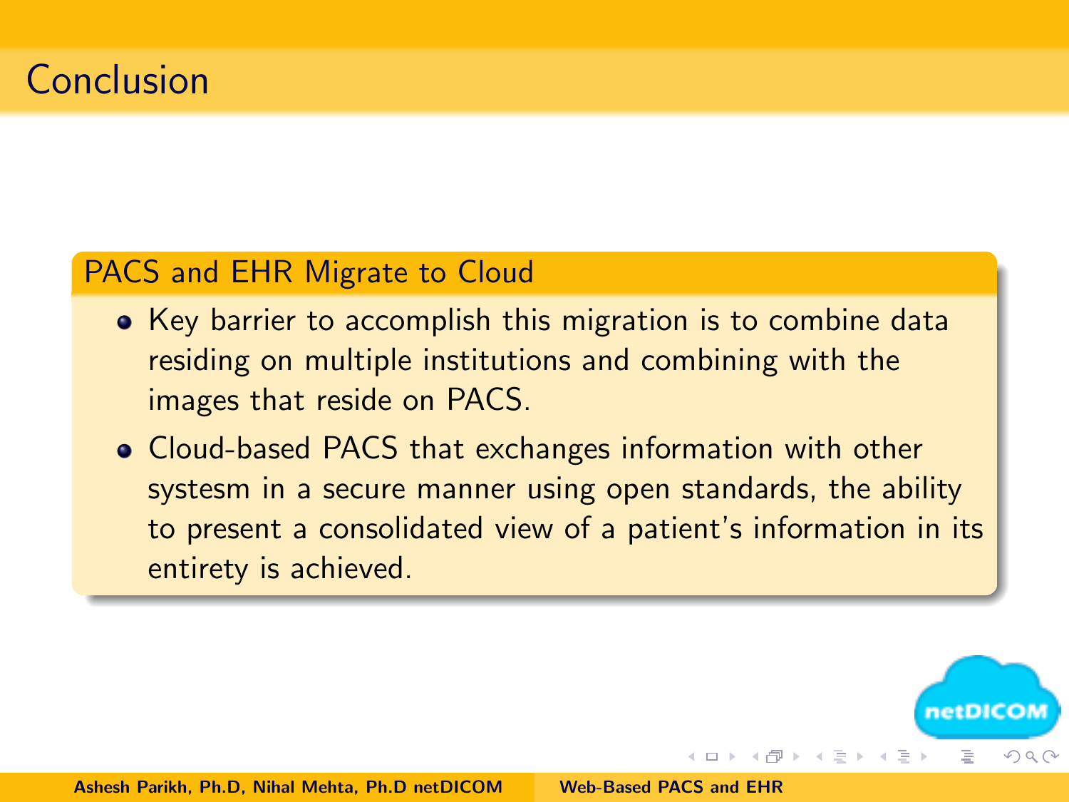# Conclusion

## PACS and EHR Migrate to Cloud

- Key barrier to accomplish this migration is to combine data residing on multiple institutions and combining with the images that reside on PACS.
- Cloud-based PACS that exchanges information with other systesm in a secure manner using open standards, the ability to present a consolidated view of a patient's information in its entirety is achieved.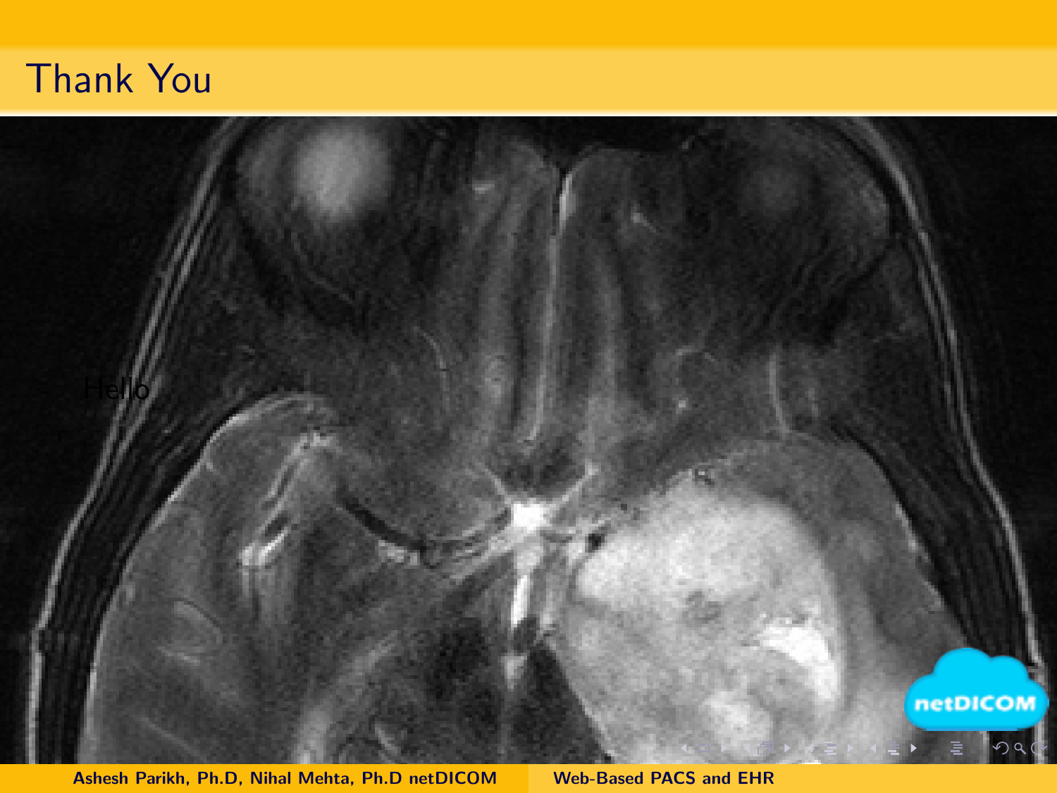# Thank You

Hello